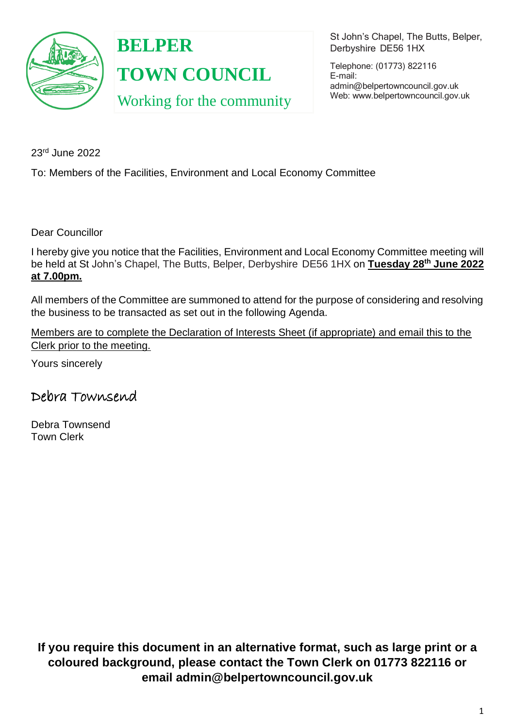# BELPER TOWN COUNCIL

Working for the community

St John's Chapel, The Butts, Belper, Derbyshire DE56 1HX

Telephone: (01773) 822116
E-mail: admin@belpertowncouncil.gov.uk
Web: www.belpertowncouncil.gov.uk

23rd June 2022

To: Members of the Facilities, Environment and Local Economy Committee

Dear Councillor

I hereby give you notice that the Facilities, Environment and Local Economy Committee meeting will be held at St John's Chapel, The Butts, Belper, Derbyshire DE56 1HX on **Tuesday 28th June 2022 at 7.00pm.**

All members of the Committee are summoned to attend for the purpose of considering and resolving the business to be transacted as set out in the following Agenda.

Members are to complete the Declaration of Interests Sheet (if appropriate) and email this to the Clerk prior to the meeting.

Yours sincerely

*Debra Townsend*

Debra Townsend
Town Clerk

**If you require this document in an alternative format, such as large print or a coloured background, please contact the Town Clerk on 01773 822116 or email admin@belpertowncouncil.gov.uk**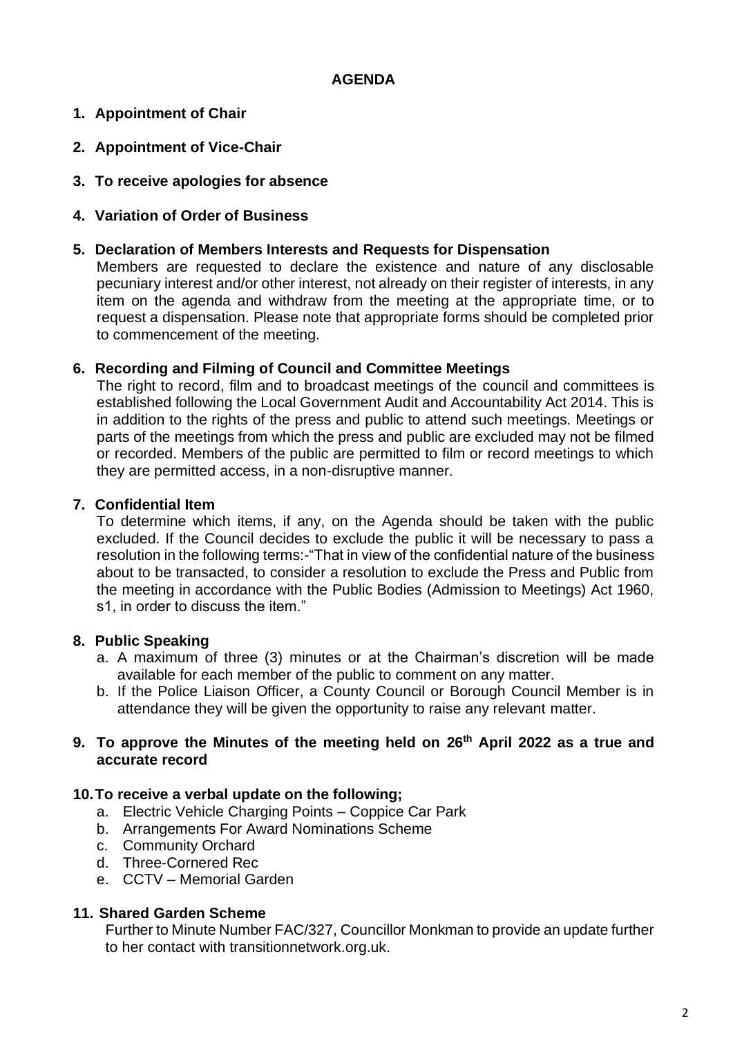# AGENDA

1. **Appointment of Chair**

2. **Appointment of Vice-Chair**

3. **To receive apologies for absence**

4. **Variation of Order of Business**

5. **Declaration of Members Interests and Requests for Dispensation**

   Members are requested to declare the existence and nature of any disclosable pecuniary interest and/or other interest, not already on their register of interests, in any item on the agenda and withdraw from the meeting at the appropriate time, or to request a dispensation. Please note that appropriate forms should be completed prior to commencement of the meeting.

6. **Recording and Filming of Council and Committee Meetings**

   The right to record, film and to broadcast meetings of the council and committees is established following the Local Government Audit and Accountability Act 2014. This is in addition to the rights of the press and public to attend such meetings. Meetings or parts of the meetings from which the press and public are excluded may not be filmed or recorded. Members of the public are permitted to film or record meetings to which they are permitted access, in a non-disruptive manner.

7. **Confidential Item**

   To determine which items, if any, on the Agenda should be taken with the public excluded. If the Council decides to exclude the public it will be necessary to pass a resolution in the following terms:-"That in view of the confidential nature of the business about to be transacted, to consider a resolution to exclude the Press and Public from the meeting in accordance with the Public Bodies (Admission to Meetings) Act 1960, s1, in order to discuss the item."

8. **Public Speaking**

   a. A maximum of three (3) minutes or at the Chairman's discretion will be made available for each member of the public to comment on any matter.
   b. If the Police Liaison Officer, a County Council or Borough Council Member is in attendance they will be given the opportunity to raise any relevant matter.

9. **To approve the Minutes of the meeting held on 26th April 2022 as a true and accurate record**

10. **To receive a verbal update on the following;**

    a. Electric Vehicle Charging Points – Coppice Car Park
    b. Arrangements For Award Nominations Scheme
    c. Community Orchard
    d. Three-Cornered Rec
    e. CCTV – Memorial Garden

11. **Shared Garden Scheme**

    Further to Minute Number FAC/327, Councillor Monkman to provide an update further to her contact with transitionnetwork.org.uk.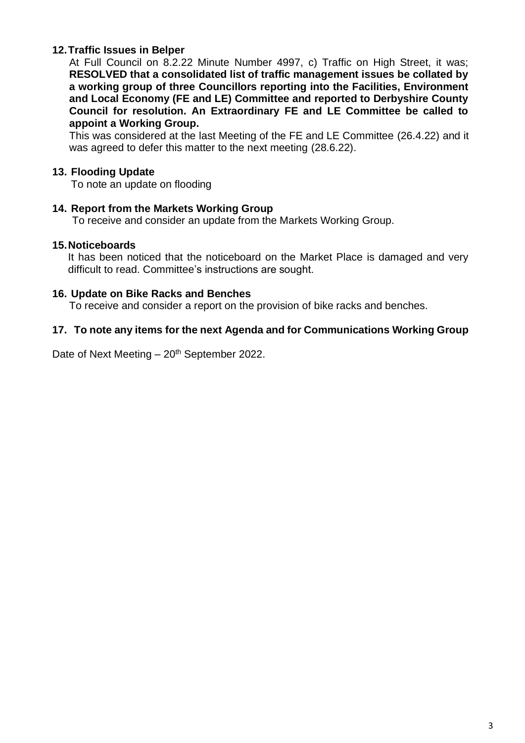## 12. Traffic Issues in Belper

At Full Council on 8.2.22 Minute Number 4997, c) Traffic on High Street, it was; **RESOLVED that a consolidated list of traffic management issues be collated by a working group of three Councillors reporting into the Facilities, Environment and Local Economy (FE and LE) Committee and reported to Derbyshire County Council for resolution. An Extraordinary FE and LE Committee be called to appoint a Working Group.**

This was considered at the last Meeting of the FE and LE Committee (26.4.22) and it was agreed to defer this matter to the next meeting (28.6.22).

## 13. Flooding Update

To note an update on flooding

## 14. Report from the Markets Working Group

To receive and consider an update from the Markets Working Group.

## 15. Noticeboards

It has been noticed that the noticeboard on the Market Place is damaged and very difficult to read. Committee's instructions are sought.

## 16. Update on Bike Racks and Benches

To receive and consider a report on the provision of bike racks and benches.

## 17. To note any items for the next Agenda and for Communications Working Group

Date of Next Meeting – 20th September 2022.